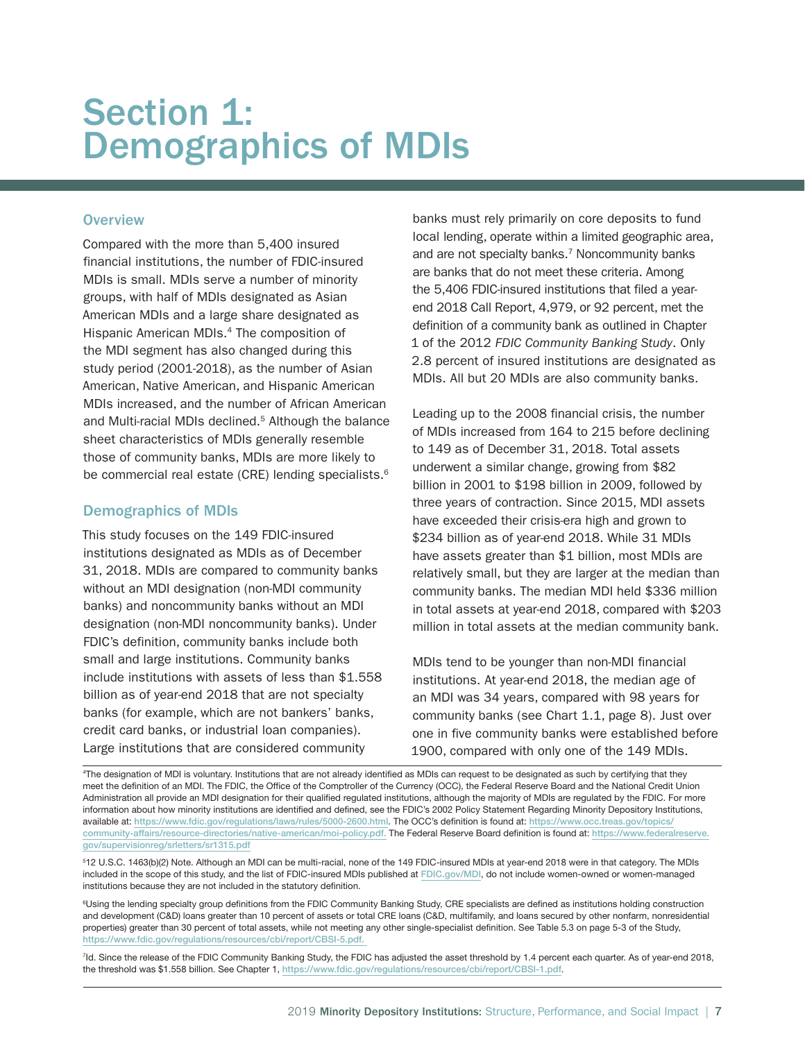# Section 1: Demographics of MDIs

## Overview

Compared with the more than 5,400 insured financial institutions, the number of FDIC-insured MDIs is small. MDIs serve a number of minority groups, with half of MDIs designated as Asian American MDIs and a large share designated as Hispanic American MDIs.[4] The composition of the MDI segment has also changed during this study period (2001-2018), as the number of Asian American, Native American, and Hispanic American MDIs increased, and the number of African American and Multi-racial MDIs declined.[5] Although the balance sheet characteristics of MDIs generally resemble those of community banks, MDIs are more likely to be commercial real estate (CRE) lending specialists.[6]

## Demographics of MDIs

This study focuses on the 149 FDIC-insured institutions designated as MDIs as of December 31, 2018. MDIs are compared to community banks without an MDI designation (non-MDI community banks) and noncommunity banks without an MDI designation (non-MDI noncommunity banks). Under FDIC's definition, community banks include both small and large institutions. Community banks include institutions with assets of less than $1.558 billion as of year-end 2018 that are not specialty banks (for example, which are not bankers' banks, credit card banks, or industrial loan companies). Large institutions that are considered community banks must rely primarily on core deposits to fund local lending, operate within a limited geographic area, and are not specialty banks.[7] Noncommunity banks are banks that do not meet these criteria. Among the 5,406 FDIC-insured institutions that filed a year-end 2018 Call Report, 4,979, or 92 percent, met the definition of a community bank as outlined in Chapter 1 of the 2012 *FDIC Community Banking Study*. Only 2.8 percent of insured institutions are designated as MDIs. All but 20 MDIs are also community banks.

Leading up to the 2008 financial crisis, the number of MDIs increased from 164 to 215 before declining to 149 as of December 31, 2018. Total assets underwent a similar change, growing from $82 billion in 2001 to $198 billion in 2009, followed by three years of contraction. Since 2015, MDI assets have exceeded their crisis-era high and grown to $234 billion as of year-end 2018. While 31 MDIs have assets greater than $1 billion, most MDIs are relatively small, but they are larger at the median than community banks. The median MDI held $336 million in total assets at year-end 2018, compared with $203 million in total assets at the median community bank.

MDIs tend to be younger than non-MDI financial institutions. At year-end 2018, the median age of an MDI was 34 years, compared with 98 years for community banks (see Chart 1.1, page 8). Just over one in five community banks were established before 1900, compared with only one of the 149 MDIs.

---

[4] The designation of MDI is voluntary. Institutions that are not already identified as MDIs can request to be designated as such by certifying that they meet the definition of an MDI. The FDIC, the Office of the Comptroller of the Currency (OCC), the Federal Reserve Board and the National Credit Union Administration all provide an MDI designation for their qualified regulated institutions, although the majority of MDIs are regulated by the FDIC. For more information about how minority institutions are identified and defined, see the FDIC's 2002 Policy Statement Regarding Minority Depository Institutions, available at: https://www.fdic.gov/regulations/laws/rules/5000-2600.html. The OCC's definition is found at: https://www.occ.treas.gov/topics/community-affairs/resource-directories/native-american/moi-policy.pdf. The Federal Reserve Board definition is found at: https://www.federalreserve.gov/supervisionreg/srletters/sr1315.pdf

[5] 12 U.S.C. 1463(b)(2) Note. Although an MDI can be multi-racial, none of the 149 FDIC-insured MDIs at year-end 2018 were in that category. The MDIs included in the scope of this study, and the list of FDIC-insured MDIs published at FDIC.gov/MDI, do not include women-owned or women-managed institutions because they are not included in the statutory definition.

[6] Using the lending specialty group definitions from the FDIC Community Banking Study, CRE specialists are defined as institutions holding construction and development (C&D) loans greater than 10 percent of assets or total CRE loans (C&D, multifamily, and loans secured by other nonfarm, nonresidential properties) greater than 30 percent of total assets, while not meeting any other single-specialist definition. See Table 5.3 on page 5-3 of the Study, https://www.fdic.gov/regulations/resources/cbi/report/CBSI-5.pdf.

[7] Id. Since the release of the FDIC Community Banking Study, the FDIC has adjusted the asset threshold by 1.4 percent each quarter. As of year-end 2018, the threshold was $1.558 billion. See Chapter 1, https://www.fdic.gov/regulations/resources/cbi/report/CBSI-1.pdf.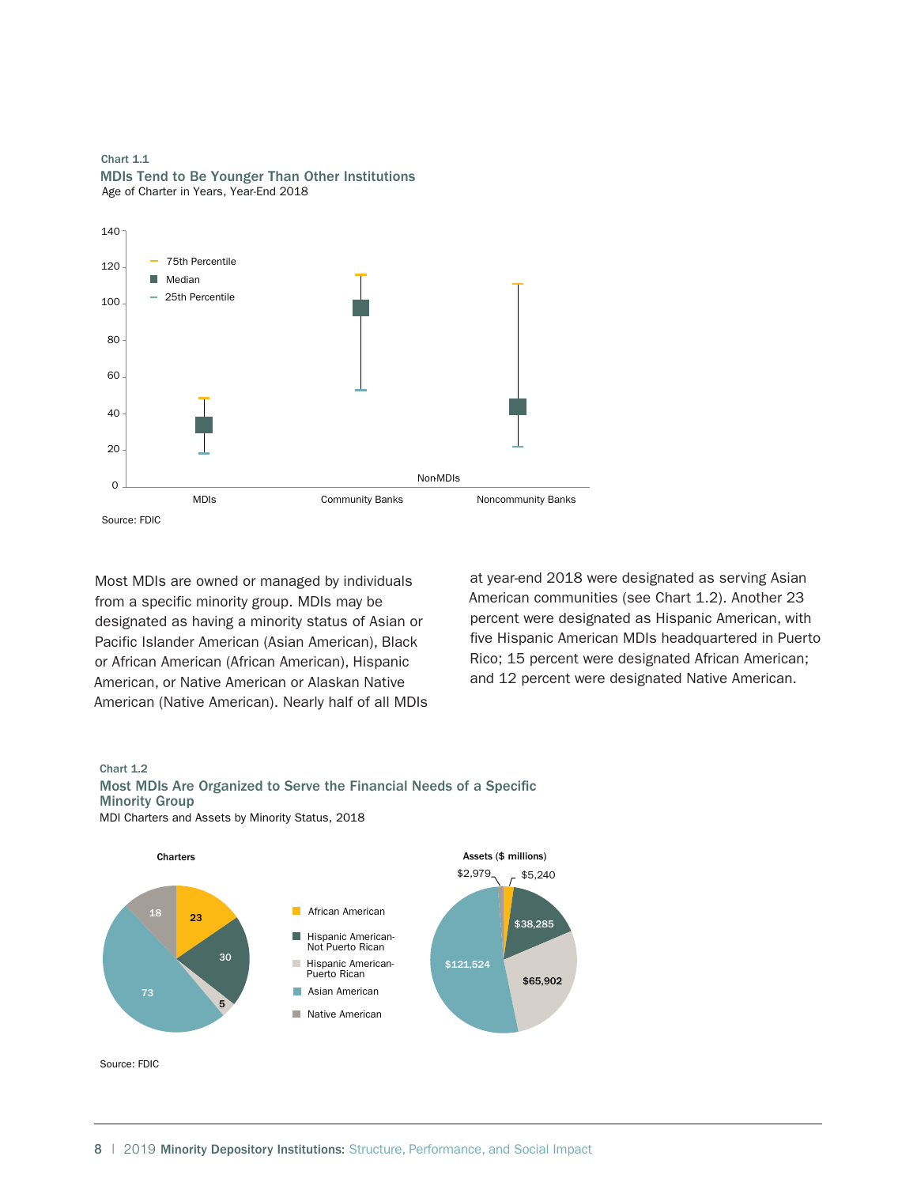Chart 1.1

**MDIs Tend to Be Younger Than Other Institutions**

Age of Charter in Years, Year-End 2018

Source: FDIC

Most MDIs are owned or managed by individuals from a specific minority group. MDIs may be designated as having a minority status of Asian or Pacific Islander American (Asian American), Black or African American (African American), Hispanic American, or Native American or Alaskan Native American (Native American). Nearly half of all MDIs at year-end 2018 were designated as serving Asian American communities (see Chart 1.2). Another 23 percent were designated as Hispanic American, with five Hispanic American MDIs headquartered in Puerto Rico; 15 percent were designated African American; and 12 percent were designated Native American.

Chart 1.2

**Most MDIs Are Organized to Serve the Financial Needs of a Specific Minority Group**

MDI Charters and Assets by Minority Status, 2018

| Minority Status | Charters | Assets ($ millions) |
| --- | --- | --- |
| African American | 23 | $5,240 |
| Hispanic American-Not Puerto Rican | 30 | $38,285 |
| Hispanic American-Puerto Rican | 5 | $65,902 |
| Asian American | 73 | $121,524 |
| Native American | 18 | $2,979 |

Source: FDIC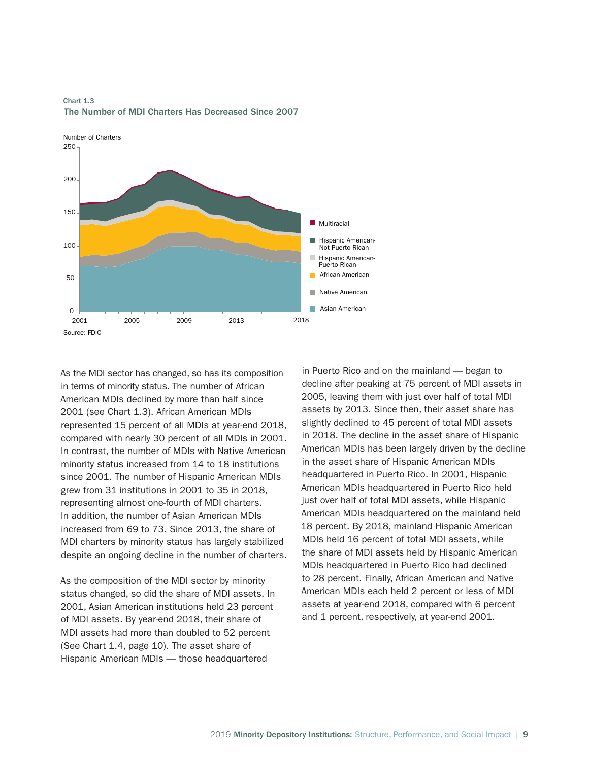Chart 1.3
**The Number of MDI Charters Has Decreased Since 2007**

Source: FDIC

As the MDI sector has changed, so has its composition in terms of minority status. The number of African American MDIs declined by more than half since 2001 (see Chart 1.3). African American MDIs represented 15 percent of all MDIs at year-end 2018, compared with nearly 30 percent of all MDIs in 2001. In contrast, the number of MDIs with Native American minority status increased from 14 to 18 institutions since 2001. The number of Hispanic American MDIs grew from 31 institutions in 2001 to 35 in 2018, representing almost one-fourth of MDI charters. In addition, the number of Asian American MDIs increased from 69 to 73. Since 2013, the share of MDI charters by minority status has largely stabilized despite an ongoing decline in the number of charters.

As the composition of the MDI sector by minority status changed, so did the share of MDI assets. In 2001, Asian American institutions held 23 percent of MDI assets. By year-end 2018, their share of MDI assets had more than doubled to 52 percent (See Chart 1.4, page 10). The asset share of Hispanic American MDIs — those headquartered in Puerto Rico and on the mainland — began to decline after peaking at 75 percent of MDI assets in 2005, leaving them with just over half of total MDI assets by 2013. Since then, their asset share has slightly declined to 45 percent of total MDI assets in 2018. The decline in the asset share of Hispanic American MDIs has been largely driven by the decline in the asset share of Hispanic American MDIs headquartered in Puerto Rico. In 2001, Hispanic American MDIs headquartered in Puerto Rico held just over half of total MDI assets, while Hispanic American MDIs headquartered on the mainland held 18 percent. By 2018, mainland Hispanic American MDIs held 16 percent of total MDI assets, while the share of MDI assets held by Hispanic American MDIs headquartered in Puerto Rico had declined to 28 percent. Finally, African American and Native American MDIs each held 2 percent or less of MDI assets at year-end 2018, compared with 6 percent and 1 percent, respectively, at year-end 2001.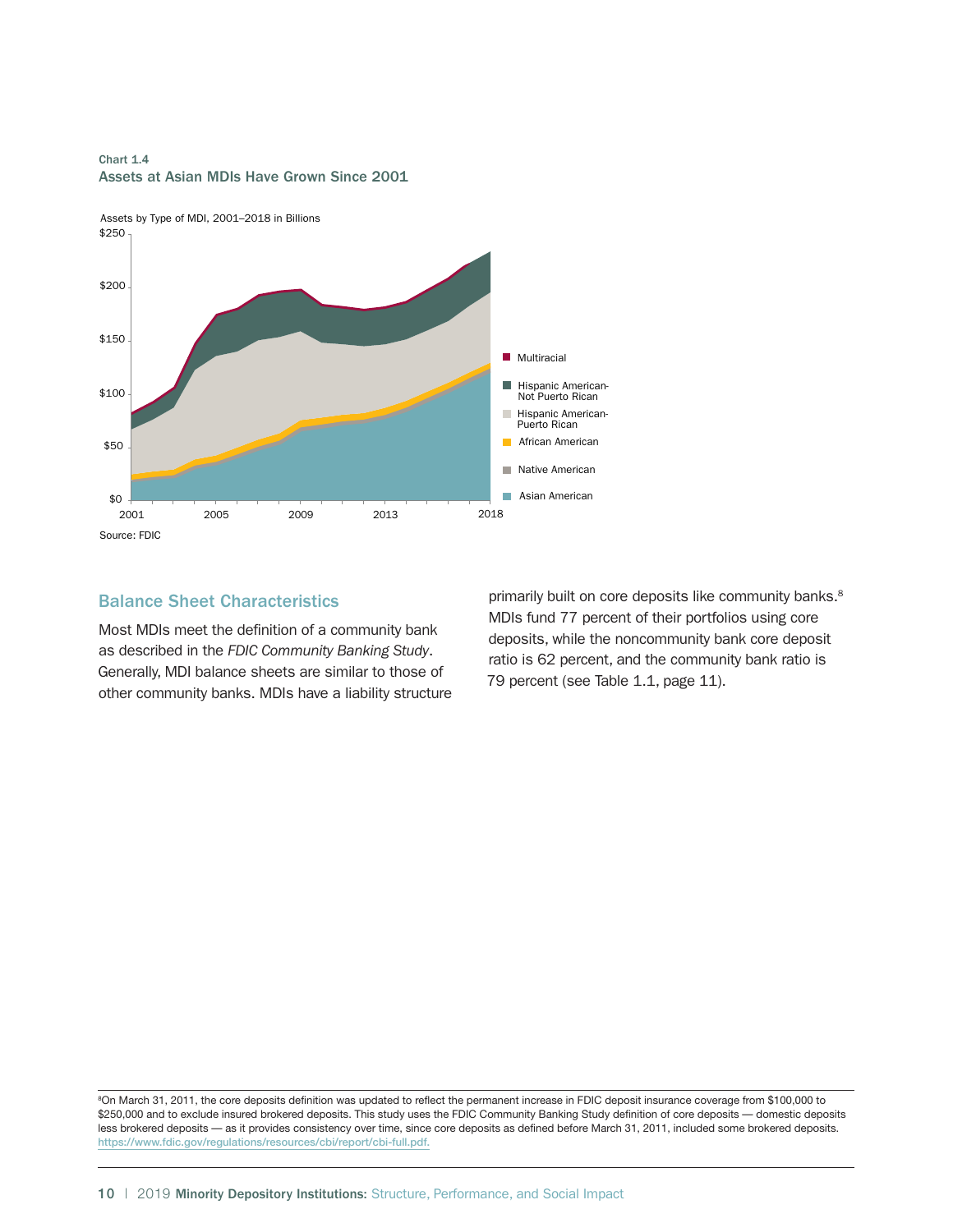Chart 1.4
**Assets at Asian MDIs Have Grown Since 2001**

Assets by Type of MDI, 2001–2018 in Billions

Source: FDIC

## Balance Sheet Characteristics

Most MDIs meet the definition of a community bank as described in the *FDIC Community Banking Study*. Generally, MDI balance sheets are similar to those of other community banks. MDIs have a liability structure primarily built on core deposits like community banks.[8] MDIs fund 77 percent of their portfolios using core deposits, while the noncommunity bank core deposit ratio is 62 percent, and the community bank ratio is 79 percent (see Table 1.1, page 11).

[8]On March 31, 2011, the core deposits definition was updated to reflect the permanent increase in FDIC deposit insurance coverage from $100,000 to $250,000 and to exclude insured brokered deposits. This study uses the FDIC Community Banking Study definition of core deposits — domestic deposits less brokered deposits — as it provides consistency over time, since core deposits as defined before March 31, 2011, included some brokered deposits. https://www.fdic.gov/regulations/resources/cbi/report/cbi-full.pdf.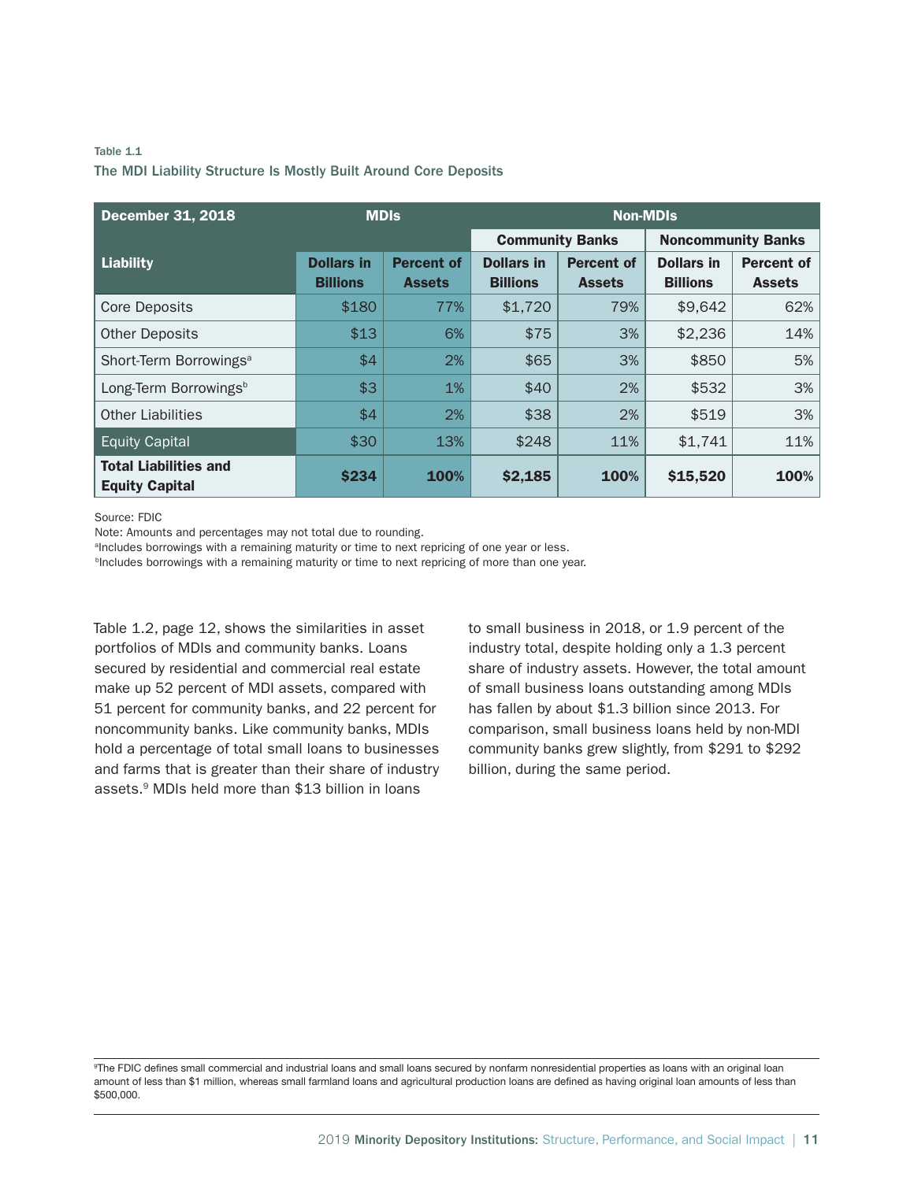Table 1.1

The MDI Liability Structure Is Mostly Built Around Core Deposits

| December 31, 2018 | MDIs | | Non-MDIs | | | |
|---|---|---|---|---|---|---|
| | | | Community Banks | | Noncommunity Banks | |
| Liability | Dollars in Billions | Percent of Assets | Dollars in Billions | Percent of Assets | Dollars in Billions | Percent of Assets |
| Core Deposits | $180 | 77% | $1,720 | 79% | $9,642 | 62% |
| Other Deposits | $13 | 6% | $75 | 3% | $2,236 | 14% |
| Short-Term Borrowings[a] | $4 | 2% | $65 | 3% | $850 | 5% |
| Long-Term Borrowings[b] | $3 | 1% | $40 | 2% | $532 | 3% |
| Other Liabilities | $4 | 2% | $38 | 2% | $519 | 3% |
| Equity Capital | $30 | 13% | $248 | 11% | $1,741 | 11% |
| **Total Liabilities and Equity Capital** | **$234** | **100%** | **$2,185** | **100%** | **$15,520** | **100%** |

Source: FDIC

Note: Amounts and percentages may not total due to rounding.

[a]Includes borrowings with a remaining maturity or time to next repricing of one year or less.

[b]Includes borrowings with a remaining maturity or time to next repricing of more than one year.

Table 1.2, page 12, shows the similarities in asset portfolios of MDIs and community banks. Loans secured by residential and commercial real estate make up 52 percent of MDI assets, compared with 51 percent for community banks, and 22 percent for noncommunity banks. Like community banks, MDIs hold a percentage of total small loans to businesses and farms that is greater than their share of industry assets.[9] MDIs held more than $13 billion in loans to small business in 2018, or 1.9 percent of the industry total, despite holding only a 1.3 percent share of industry assets. However, the total amount of small business loans outstanding among MDIs has fallen by about $1.3 billion since 2013. For comparison, small business loans held by non-MDI community banks grew slightly, from $291 to $292 billion, during the same period.

[9]The FDIC defines small commercial and industrial loans and small loans secured by nonfarm nonresidential properties as loans with an original loan amount of less than $1 million, whereas small farmland loans and agricultural production loans are defined as having original loan amounts of less than $500,000.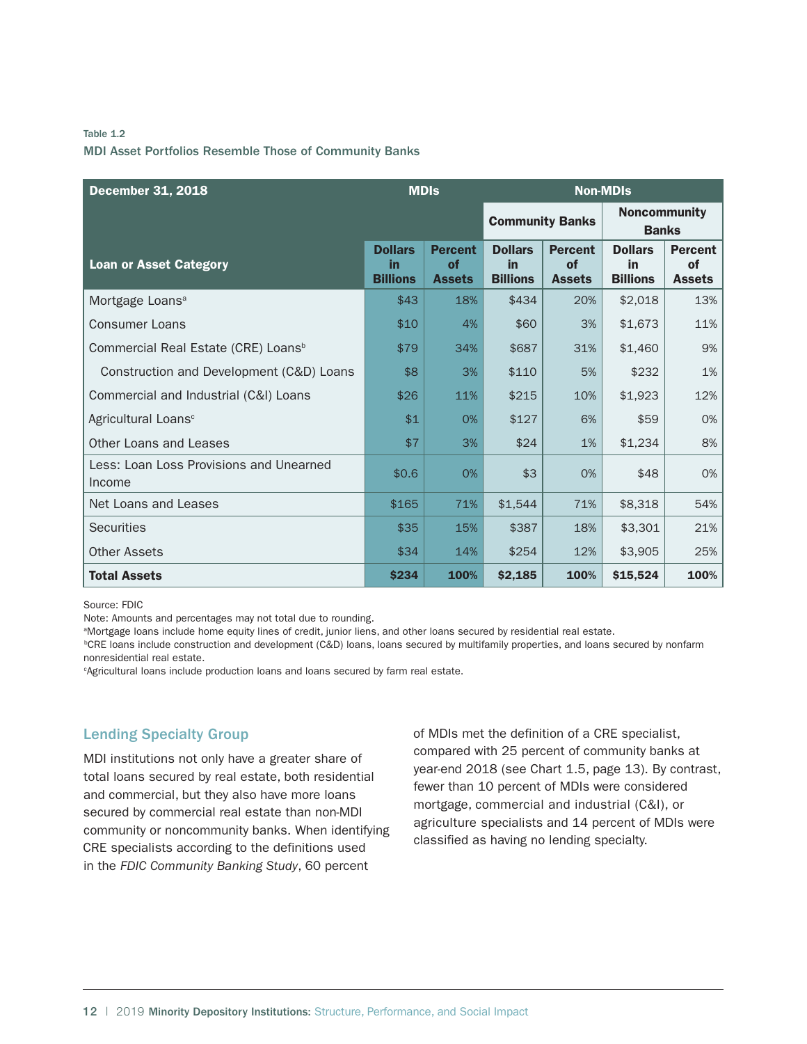Table 1.2

MDI Asset Portfolios Resemble Those of Community Banks

| December 31, 2018 | MDIs | | Non-MDIs | | | |
|---|---|---|---|---|---|---|
| | | | Community Banks | | Noncommunity Banks | |
| Loan or Asset Category | Dollars in Billions | Percent of Assets | Dollars in Billions | Percent of Assets | Dollars in Billions | Percent of Assets |
| Mortgage Loans[a] | $43 | 18% | $434 | 20% | $2,018 | 13% |
| Consumer Loans | $10 | 4% | $60 | 3% | $1,673 | 11% |
| Commercial Real Estate (CRE) Loans[b] | $79 | 34% | $687 | 31% | $1,460 | 9% |
| Construction and Development (C&D) Loans | $8 | 3% | $110 | 5% | $232 | 1% |
| Commercial and Industrial (C&I) Loans | $26 | 11% | $215 | 10% | $1,923 | 12% |
| Agricultural Loans[c] | $1 | 0% | $127 | 6% | $59 | 0% |
| Other Loans and Leases | $7 | 3% | $24 | 1% | $1,234 | 8% |
| Less: Loan Loss Provisions and Unearned Income | $0.6 | 0% | $3 | 0% | $48 | 0% |
| Net Loans and Leases | $165 | 71% | $1,544 | 71% | $8,318 | 54% |
| Securities | $35 | 15% | $387 | 18% | $3,301 | 21% |
| Other Assets | $34 | 14% | $254 | 12% | $3,905 | 25% |
| **Total Assets** | **$234** | **100%** | **$2,185** | **100%** | **$15,524** | **100%** |

Source: FDIC

Note: Amounts and percentages may not total due to rounding.

[a]Mortgage loans include home equity lines of credit, junior liens, and other loans secured by residential real estate.

[b]CRE loans include construction and development (C&D) loans, loans secured by multifamily properties, and loans secured by nonfarm nonresidential real estate.

[c]Agricultural loans include production loans and loans secured by farm real estate.

## Lending Specialty Group

MDI institutions not only have a greater share of total loans secured by real estate, both residential and commercial, but they also have more loans secured by commercial real estate than non-MDI community or noncommunity banks. When identifying CRE specialists according to the definitions used in the *FDIC Community Banking Study*, 60 percent of MDIs met the definition of a CRE specialist, compared with 25 percent of community banks at year-end 2018 (see Chart 1.5, page 13). By contrast, fewer than 10 percent of MDIs were considered mortgage, commercial and industrial (C&I), or agriculture specialists and 14 percent of MDIs were classified as having no lending specialty.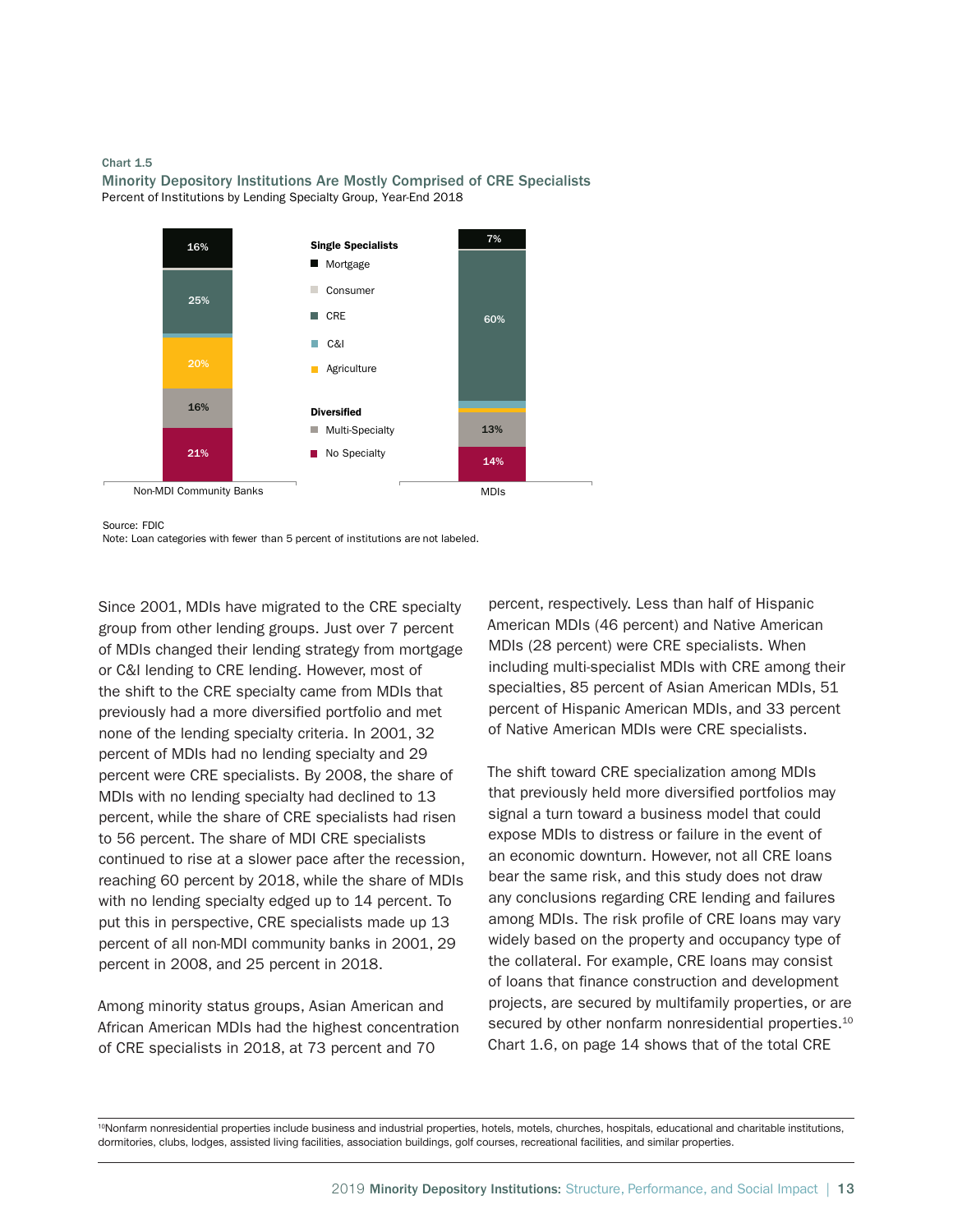Chart 1.5

**Minority Depository Institutions Are Mostly Comprised of CRE Specialists**

Percent of Institutions by Lending Specialty Group, Year-End 2018

| Lending Specialty Group | Non-MDI Community Banks | MDIs |
|---|---|---|
| **Single Specialists** | | |
| Mortgage | 16% | 7% |
| Consumer | | |
| CRE | 25% | 60% |
| C&I | | |
| Agriculture | 20% | |
| **Diversified** | | |
| Multi-Specialty | 16% | 13% |
| No Specialty | 21% | 14% |

Source: FDIC

Note: Loan categories with fewer than 5 percent of institutions are not labeled.

Since 2001, MDIs have migrated to the CRE specialty group from other lending groups. Just over 7 percent of MDIs changed their lending strategy from mortgage or C&I lending to CRE lending. However, most of the shift to the CRE specialty came from MDIs that previously had a more diversified portfolio and met none of the lending specialty criteria. In 2001, 32 percent of MDIs had no lending specialty and 29 percent were CRE specialists. By 2008, the share of MDIs with no lending specialty had declined to 13 percent, while the share of CRE specialists had risen to 56 percent. The share of MDI CRE specialists continued to rise at a slower pace after the recession, reaching 60 percent by 2018, while the share of MDIs with no lending specialty edged up to 14 percent. To put this in perspective, CRE specialists made up 13 percent of all non-MDI community banks in 2001, 29 percent in 2008, and 25 percent in 2018.

Among minority status groups, Asian American and African American MDIs had the highest concentration of CRE specialists in 2018, at 73 percent and 70 percent, respectively. Less than half of Hispanic American MDIs (46 percent) and Native American MDIs (28 percent) were CRE specialists. When including multi-specialist MDIs with CRE among their specialties, 85 percent of Asian American MDIs, 51 percent of Hispanic American MDIs, and 33 percent of Native American MDIs were CRE specialists.

The shift toward CRE specialization among MDIs that previously held more diversified portfolios may signal a turn toward a business model that could expose MDIs to distress or failure in the event of an economic downturn. However, not all CRE loans bear the same risk, and this study does not draw any conclusions regarding CRE lending and failures among MDIs. The risk profile of CRE loans may vary widely based on the property and occupancy type of the collateral. For example, CRE loans may consist of loans that finance construction and development projects, are secured by multifamily properties, or are secured by other nonfarm nonresidential properties.[10] Chart 1.6, on page 14 shows that of the total CRE

[10] Nonfarm nonresidential properties include business and industrial properties, hotels, motels, churches, hospitals, educational and charitable institutions, dormitories, clubs, lodges, assisted living facilities, association buildings, golf courses, recreational facilities, and similar properties.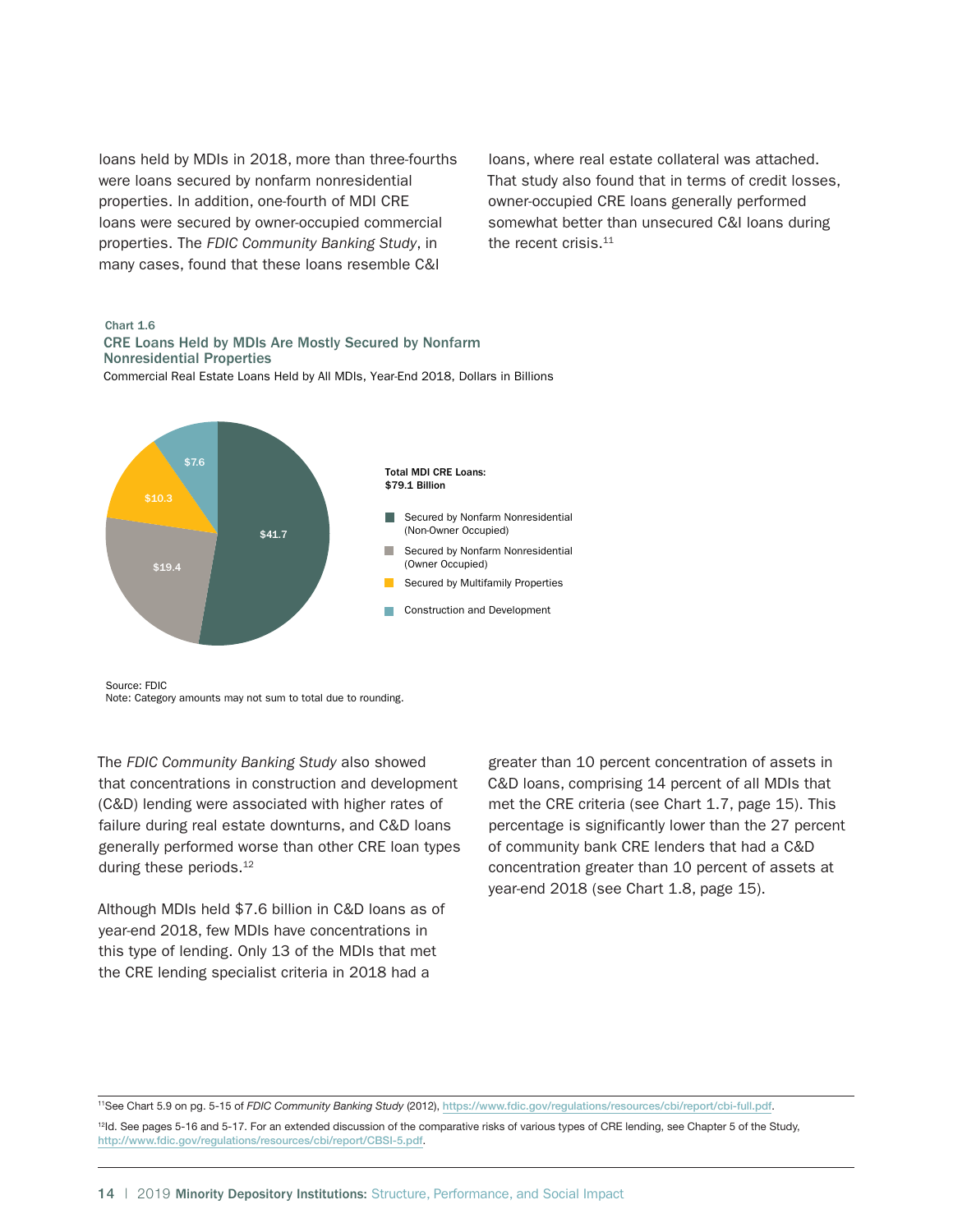loans held by MDIs in 2018, more than three-fourths were loans secured by nonfarm nonresidential properties. In addition, one-fourth of MDI CRE loans were secured by owner-occupied commercial properties. The *FDIC Community Banking Study*, in many cases, found that these loans resemble C&I loans, where real estate collateral was attached. That study also found that in terms of credit losses, owner-occupied CRE loans generally performed somewhat better than unsecured C&I loans during the recent crisis.[11]

**Chart 1.6**
**CRE Loans Held by MDIs Are Mostly Secured by Nonfarm Nonresidential Properties**
Commercial Real Estate Loans Held by All MDIs, Year-End 2018, Dollars in Billions

**Total MDI CRE Loans: $79.1 Billion**

| Category | Amount |
| --- | --- |
| Secured by Nonfarm Nonresidential (Non-Owner Occupied) | $41.7 |
| Secured by Nonfarm Nonresidential (Owner Occupied) | $19.4 |
| Secured by Multifamily Properties | $10.3 |
| Construction and Development | $7.6 |

Source: FDIC
Note: Category amounts may not sum to total due to rounding.

The *FDIC Community Banking Study* also showed that concentrations in construction and development (C&D) lending were associated with higher rates of failure during real estate downturns, and C&D loans generally performed worse than other CRE loan types during these periods.[12]

Although MDIs held $7.6 billion in C&D loans as of year-end 2018, few MDIs have concentrations in this type of lending. Only 13 of the MDIs that met the CRE lending specialist criteria in 2018 had a greater than 10 percent concentration of assets in C&D loans, comprising 14 percent of all MDIs that met the CRE criteria (see Chart 1.7, page 15). This percentage is significantly lower than the 27 percent of community bank CRE lenders that had a C&D concentration greater than 10 percent of assets at year-end 2018 (see Chart 1.8, page 15).

[11] See Chart 5.9 on pg. 5-15 of *FDIC Community Banking Study* (2012), https://www.fdic.gov/regulations/resources/cbi/report/cbi-full.pdf.

[12] Id. See pages 5-16 and 5-17. For an extended discussion of the comparative risks of various types of CRE lending, see Chapter 5 of the Study, http://www.fdic.gov/regulations/resources/cbi/report/CBSI-5.pdf.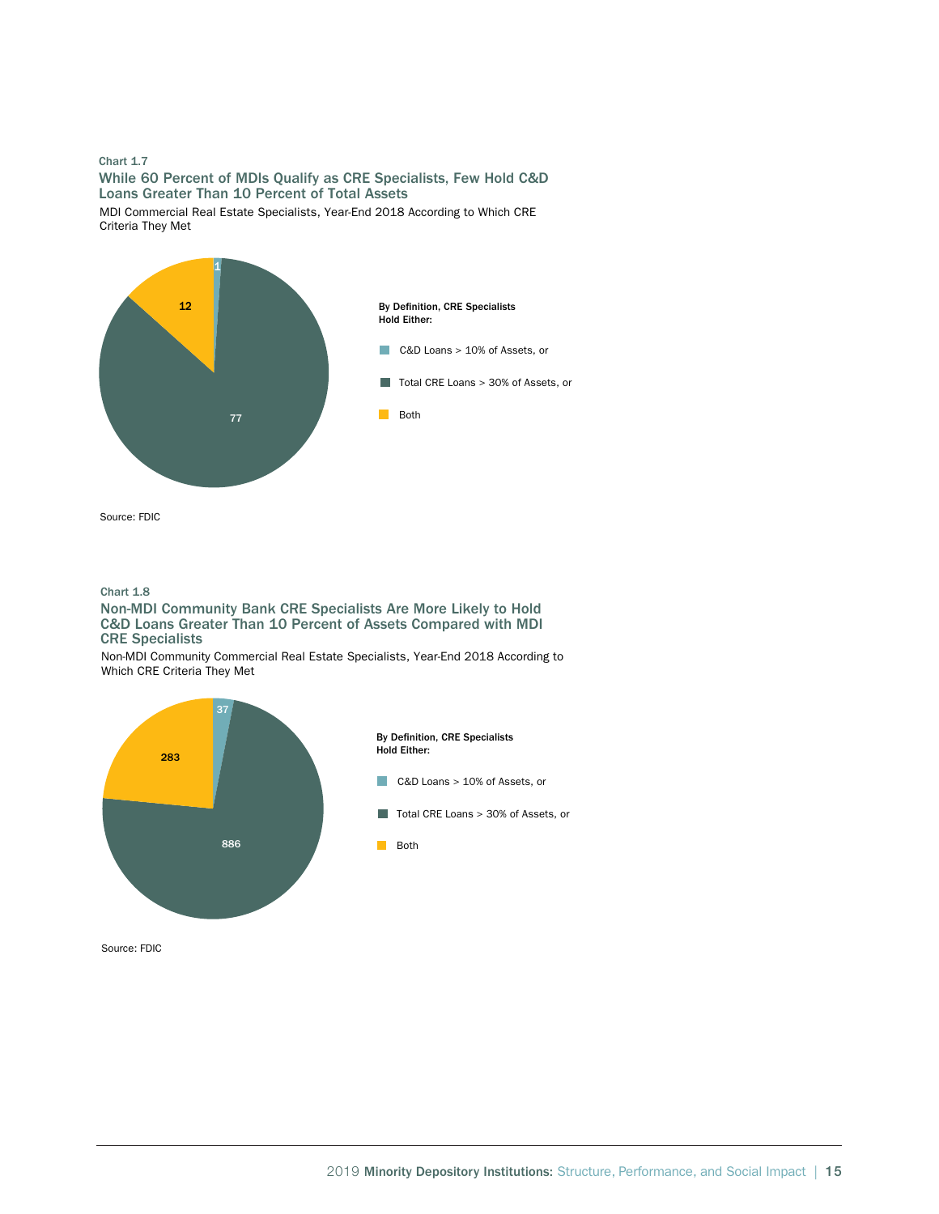Chart 1.7

**While 60 Percent of MDIs Qualify as CRE Specialists, Few Hold C&D Loans Greater Than 10 Percent of Total Assets**

MDI Commercial Real Estate Specialists, Year-End 2018 According to Which CRE Criteria They Met

1

12

77

**By Definition, CRE Specialists Hold Either:**

C&D Loans > 10% of Assets, or

Total CRE Loans > 30% of Assets, or

Both

Source: FDIC

Chart 1.8

**Non-MDI Community Bank CRE Specialists Are More Likely to Hold C&D Loans Greater Than 10 Percent of Assets Compared with MDI CRE Specialists**

Non-MDI Community Commercial Real Estate Specialists, Year-End 2018 According to Which CRE Criteria They Met

37

283

886

**By Definition, CRE Specialists Hold Either:**

C&D Loans > 10% of Assets, or

Total CRE Loans > 30% of Assets, or

Both

Source: FDIC